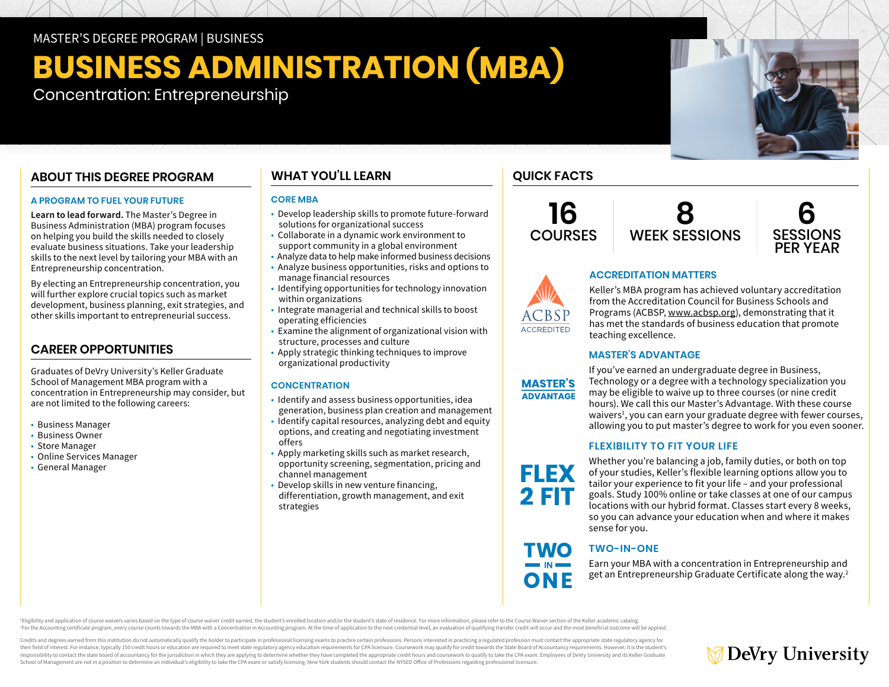MASTER'S DEGREE PROGRAM | BUSINESS

# BUSINESS ADMINISTRATION (MBA)

Concentration: Entrepreneurship

## ABOUT THIS DEGREE PROGRAM

### A PROGRAM TO FUEL YOUR FUTURE

**Learn to lead forward.** The Master's Degree in Business Administration (MBA) program focuses on helping you build the skills needed to closely evaluate business situations. Take your leadership skills to the next level by tailoring your MBA with an Entrepreneurship concentration.

By electing an Entrepreneurship concentration, you will further explore crucial topics such as market development, business planning, exit strategies, and other skills important to entrepreneurial success.

## CAREER OPPORTUNITIES

Graduates of DeVry University's Keller Graduate School of Management MBA program with a concentration in Entrepreneurship may consider, but are not limited to the following careers:

- Business Manager
- Business Owner
- Store Manager
- Online Services Manager
- General Manager

## WHAT YOU'LL LEARN

### CORE MBA

- Develop leadership skills to promote future-forward solutions for organizational success
- Collaborate in a dynamic work environment to support community in a global environment
- Analyze data to help make informed business decisions
- Analyze business opportunities, risks and options to manage financial resources
- Identifying opportunities for technology innovation within organizations
- Integrate managerial and technical skills to boost operating efficiencies
- Examine the alignment of organizational vision with structure, processes and culture
- Apply strategic thinking techniques to improve organizational productivity

### CONCENTRATION

- Identify and assess business opportunities, idea generation, business plan creation and management
- Identify capital resources, analyzing debt and equity options, and creating and negotiating investment offers
- Apply marketing skills such as market research, opportunity screening, segmentation, pricing and channel management
- Develop skills in new venture financing, differentiation, growth management, and exit strategies

## QUICK FACTS

**16** COURSES | **8** WEEK SESSIONS | **6** SESSIONS PER YEAR

ACBSP ACCREDITED

### ACCREDITATION MATTERS

Keller's MBA program has achieved voluntary accreditation from the Accreditation Council for Business Schools and Programs (ACBSP, www.acbsp.org), demonstrating that it has met the standards of business education that promote teaching excellence.

### MASTER'S ADVANTAGE

If you've earned an undergraduate degree in Business, Technology or a degree with a technology specialization you may be eligible to waive up to three courses (or nine credit hours). We call this our Master's Advantage. With these course waivers[1], you can earn your graduate degree with fewer courses, allowing you to put master's degree to work for you even sooner.

### FLEXIBILITY TO FIT YOUR LIFE

FLEX 2 FIT

Whether you're balancing a job, family duties, or both on top of your studies, Keller's flexible learning options allow you to tailor your experience to fit your life – and your professional goals. Study 100% online or take classes at one of our campus locations with our hybrid format. Classes start every 8 weeks, so you can advance your education when and where it makes sense for you.

### TWO-IN-ONE

Earn your MBA with a concentration in Entrepreneurship and get an Entrepreneurship Graduate Certificate along the way.[2]

---

[1]Eligibility and application of course waivers varies based on the type of course waiver credit earned, the student's enrolled location and/or the student's state of residence. For more information, please refer to the Course Waiver section of the Keller academic catalog.
[2]For the Accounting certificate program, every course counts towards the MBA with a Concentration in Accounting program. At the time of application to the next credential level, an evaluation of qualifying transfer credit will occur and the most beneficial outcome will be applied.

Credits and degrees earned from this institution do not automatically qualify the holder to participate in professional licensing exams to practice certain professions. Persons interested in practicing a regulated profession must contact the appropriate state regulatory agency for their field of interest. For instance, typically 150 credit hours or education are required to meet state regulatory agency education requirements for CPA licensure. Coursework may qualify for credit towards the State Board of Accountancy requirements. However, it is the student's responsibility to contact the state board of accountancy for the jurisdiction in which they are applying to determine whether they have completed the appropriate credit hours and coursework to qualify to take the CPA exam. Employees of DeVry University and its Keller Graduate School of Management are not in a position to determine an individual's eligibility to take the CPA exam or satisfy licensing. New York students should contact the NYSED Office of Professions regarding professional licensure.

DeVry University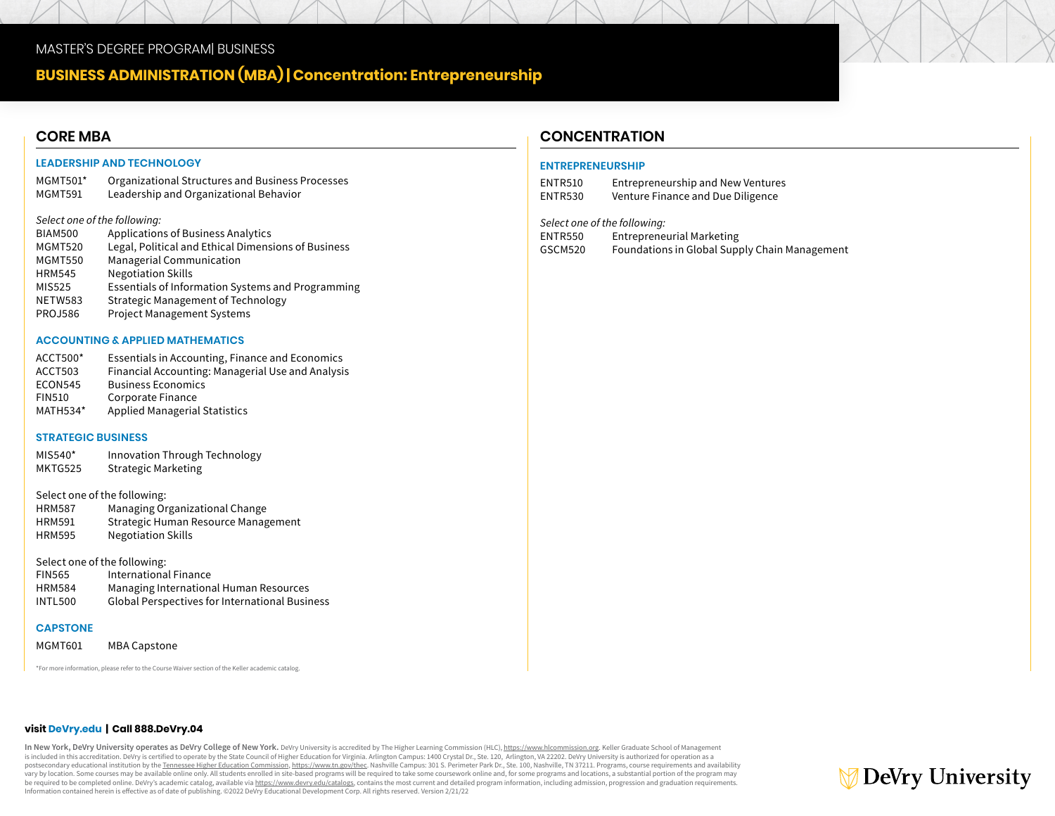MASTER'S DEGREE PROGRAM| BUSINESS

# BUSINESS ADMINISTRATION (MBA) | Concentration: Entrepreneurship

## CORE MBA

### LEADERSHIP AND TECHNOLOGY

| | |
|---|---|
| MGMT501* | Organizational Structures and Business Processes |
| MGMT591 | Leadership and Organizational Behavior |

*Select one of the following:*

| | |
|---|---|
| BIAM500 | Applications of Business Analytics |
| MGMT520 | Legal, Political and Ethical Dimensions of Business |
| MGMT550 | Managerial Communication |
| HRM545 | Negotiation Skills |
| MIS525 | Essentials of Information Systems and Programming |
| NETW583 | Strategic Management of Technology |
| PROJ586 | Project Management Systems |

### ACCOUNTING & APPLIED MATHEMATICS

| | |
|---|---|
| ACCT500* | Essentials in Accounting, Finance and Economics |
| ACCT503 | Financial Accounting: Managerial Use and Analysis |
| ECON545 | Business Economics |
| FIN510 | Corporate Finance |
| MATH534* | Applied Managerial Statistics |

### STRATEGIC BUSINESS

| | |
|---|---|
| MIS540* | Innovation Through Technology |
| MKTG525 | Strategic Marketing |

Select one of the following:

| | |
|---|---|
| HRM587 | Managing Organizational Change |
| HRM591 | Strategic Human Resource Management |
| HRM595 | Negotiation Skills |

Select one of the following:

| | |
|---|---|
| FIN565 | International Finance |
| HRM584 | Managing International Human Resources |
| INTL500 | Global Perspectives for International Business |

### CAPSTONE

| | |
|---|---|
| MGMT601 | MBA Capstone |

*For more information, please refer to the Course Waiver section of the Keller academic catalog.

## CONCENTRATION

### ENTREPRENEURSHIP

| | |
|---|---|
| ENTR510 | Entrepreneurship and New Ventures |
| ENTR530 | Venture Finance and Due Diligence |

*Select one of the following:*

| | |
|---|---|
| ENTR550 | Entrepreneurial Marketing |
| GSCM520 | Foundations in Global Supply Chain Management |

**visit DeVry.edu | Call 888.DeVry.04**

**In New York, DeVry University operates as DeVry College of New York.** DeVry University is accredited by The Higher Learning Commission (HLC), https://www.hlcommission.org. Keller Graduate School of Management is included in this accreditation. DeVry is certified to operate by the State Council of Higher Education for Virginia. Arlington Campus: 1400 Crystal Dr., Ste. 120, Arlington, VA 22202. DeVry University is authorized for operation as a postsecondary educational institution by the Tennessee Higher Education Commission, https://www.tn.gov/thec. Nashville Campus: 301 S. Perimeter Park Dr., Ste. 100, Nashville, TN 37211. Programs, course requirements and availability vary by location. Some courses may be available online only. All students enrolled in site-based programs will be required to take some coursework online and, for some programs and locations, a substantial portion of the program may be required to be completed online. DeVry's academic catalog, available via https://www.devry.edu/catalogs, contains the most current and detailed program information, including admission, progression and graduation requirements. Information contained herein is effective as of date of publishing. ©2022 DeVry Educational Development Corp. All rights reserved. Version 2/21/22

DeVry University